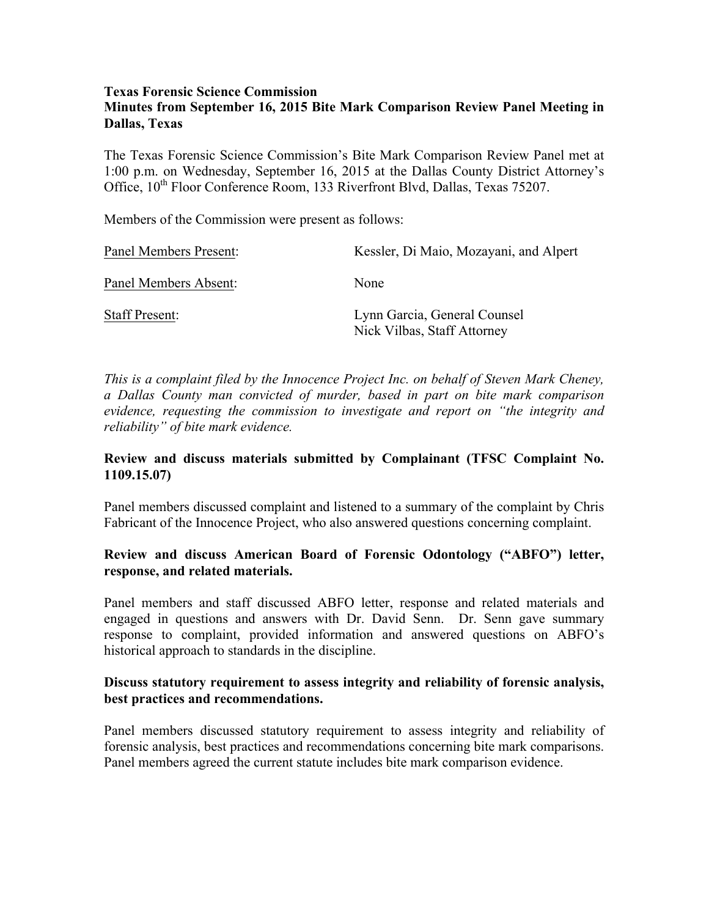**Texas Forensic Science Commission**
**Minutes from September 16, 2015 Bite Mark Comparison Review Panel Meeting in Dallas, Texas**

The Texas Forensic Science Commission's Bite Mark Comparison Review Panel met at 1:00 p.m. on Wednesday, September 16, 2015 at the Dallas County District Attorney's Office, 10th Floor Conference Room, 133 Riverfront Blvd, Dallas, Texas 75207.

Members of the Commission were present as follows:

| | |
|---|---|
| Panel Members Present: | Kessler, Di Maio, Mozayani, and Alpert |
| Panel Members Absent: | None |
| Staff Present: | Lynn Garcia, General Counsel<br>Nick Vilbas, Staff Attorney |

*This is a complaint filed by the Innocence Project Inc. on behalf of Steven Mark Cheney, a Dallas County man convicted of murder, based in part on bite mark comparison evidence, requesting the commission to investigate and report on "the integrity and reliability" of bite mark evidence.*

**Review and discuss materials submitted by Complainant (TFSC Complaint No. 1109.15.07)**

Panel members discussed complaint and listened to a summary of the complaint by Chris Fabricant of the Innocence Project, who also answered questions concerning complaint.

**Review and discuss American Board of Forensic Odontology ("ABFO") letter, response, and related materials.**

Panel members and staff discussed ABFO letter, response and related materials and engaged in questions and answers with Dr. David Senn. Dr. Senn gave summary response to complaint, provided information and answered questions on ABFO's historical approach to standards in the discipline.

**Discuss statutory requirement to assess integrity and reliability of forensic analysis, best practices and recommendations.**

Panel members discussed statutory requirement to assess integrity and reliability of forensic analysis, best practices and recommendations concerning bite mark comparisons. Panel members agreed the current statute includes bite mark comparison evidence.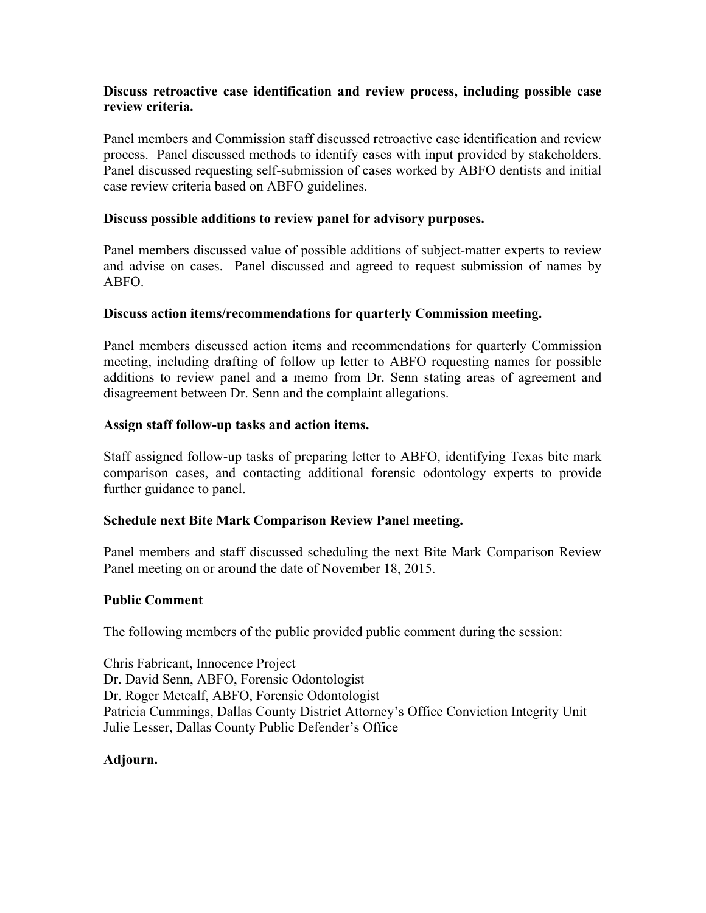**Discuss retroactive case identification and review process, including possible case review criteria.**

Panel members and Commission staff discussed retroactive case identification and review process. Panel discussed methods to identify cases with input provided by stakeholders. Panel discussed requesting self-submission of cases worked by ABFO dentists and initial case review criteria based on ABFO guidelines.

**Discuss possible additions to review panel for advisory purposes.**

Panel members discussed value of possible additions of subject-matter experts to review and advise on cases. Panel discussed and agreed to request submission of names by ABFO.

**Discuss action items/recommendations for quarterly Commission meeting.**

Panel members discussed action items and recommendations for quarterly Commission meeting, including drafting of follow up letter to ABFO requesting names for possible additions to review panel and a memo from Dr. Senn stating areas of agreement and disagreement between Dr. Senn and the complaint allegations.

**Assign staff follow-up tasks and action items.**

Staff assigned follow-up tasks of preparing letter to ABFO, identifying Texas bite mark comparison cases, and contacting additional forensic odontology experts to provide further guidance to panel.

**Schedule next Bite Mark Comparison Review Panel meeting.**

Panel members and staff discussed scheduling the next Bite Mark Comparison Review Panel meeting on or around the date of November 18, 2015.

**Public Comment**

The following members of the public provided public comment during the session:

Chris Fabricant, Innocence Project  
Dr. David Senn, ABFO, Forensic Odontologist  
Dr. Roger Metcalf, ABFO, Forensic Odontologist  
Patricia Cummings, Dallas County District Attorney's Office Conviction Integrity Unit  
Julie Lesser, Dallas County Public Defender's Office

**Adjourn.**